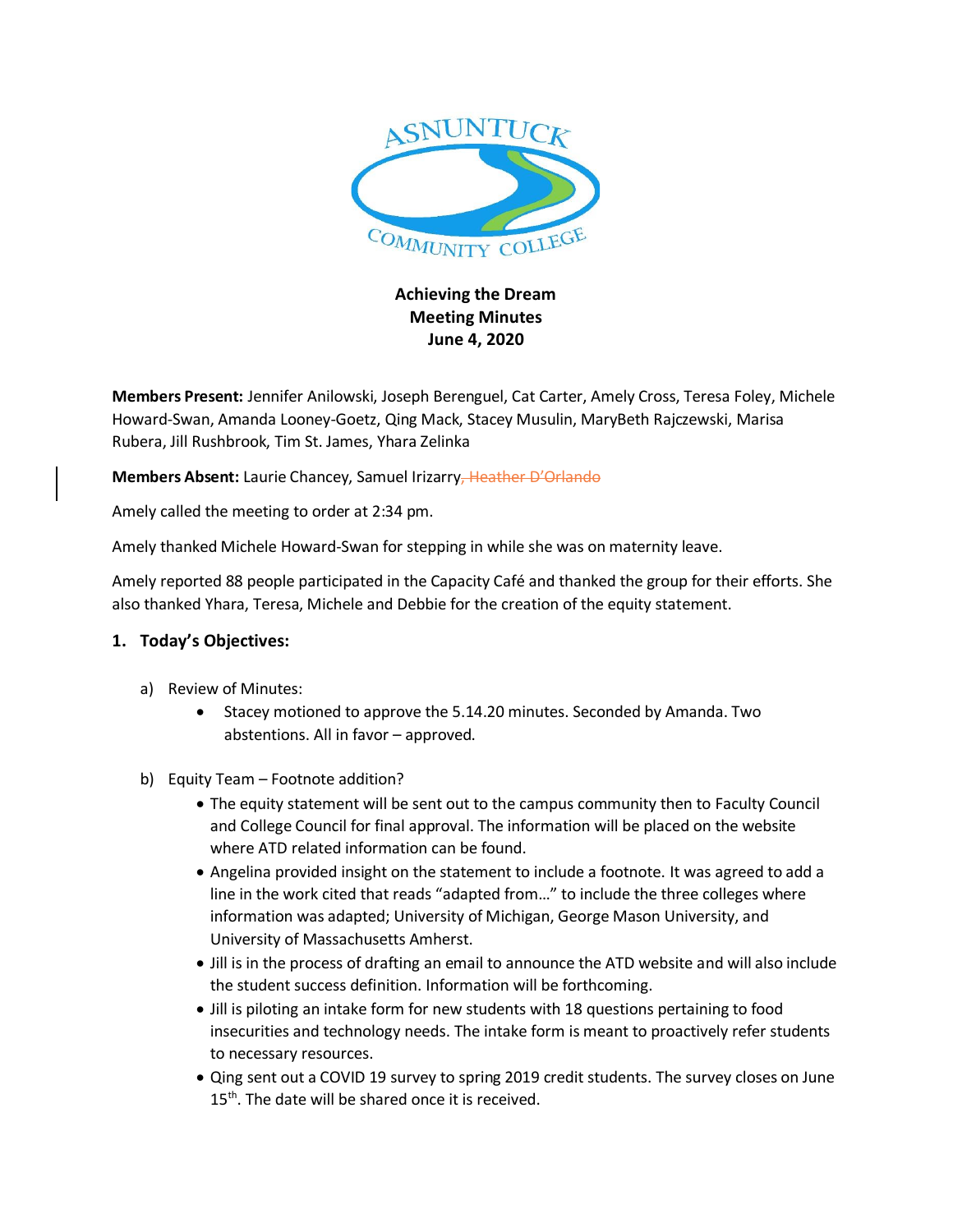**Achieving the Dream**
**Meeting Minutes**
**June 4, 2020**

**Members Present:** Jennifer Anilowski, Joseph Berenguel, Cat Carter, Amely Cross, Teresa Foley, Michele Howard-Swan, Amanda Looney-Goetz, Qing Mack, Stacey Musulin, MaryBeth Rajczewski, Marisa Rubera, Jill Rushbrook, Tim St. James, Yhara Zelinka

**Members Absent:** Laurie Chancey, Samuel Irizarry~~, Heather D'Orlando~~

Amely called the meeting to order at 2:34 pm.

Amely thanked Michele Howard-Swan for stepping in while she was on maternity leave.

Amely reported 88 people participated in the Capacity Café and thanked the group for their efforts. She also thanked Yhara, Teresa, Michele and Debbie for the creation of the equity statement.

## 1. Today's Objectives:

a) Review of Minutes:

- Stacey motioned to approve the 5.14.20 minutes. Seconded by Amanda. Two abstentions. All in favor – approved.

b) Equity Team – Footnote addition?

- The equity statement will be sent out to the campus community then to Faculty Council and College Council for final approval. The information will be placed on the website where ATD related information can be found.
- Angelina provided insight on the statement to include a footnote. It was agreed to add a line in the work cited that reads "adapted from…" to include the three colleges where information was adapted; University of Michigan, George Mason University, and University of Massachusetts Amherst.
- Jill is in the process of drafting an email to announce the ATD website and will also include the student success definition. Information will be forthcoming.
- Jill is piloting an intake form for new students with 18 questions pertaining to food insecurities and technology needs. The intake form is meant to proactively refer students to necessary resources.
- Qing sent out a COVID 19 survey to spring 2019 credit students. The survey closes on June 15th. The date will be shared once it is received.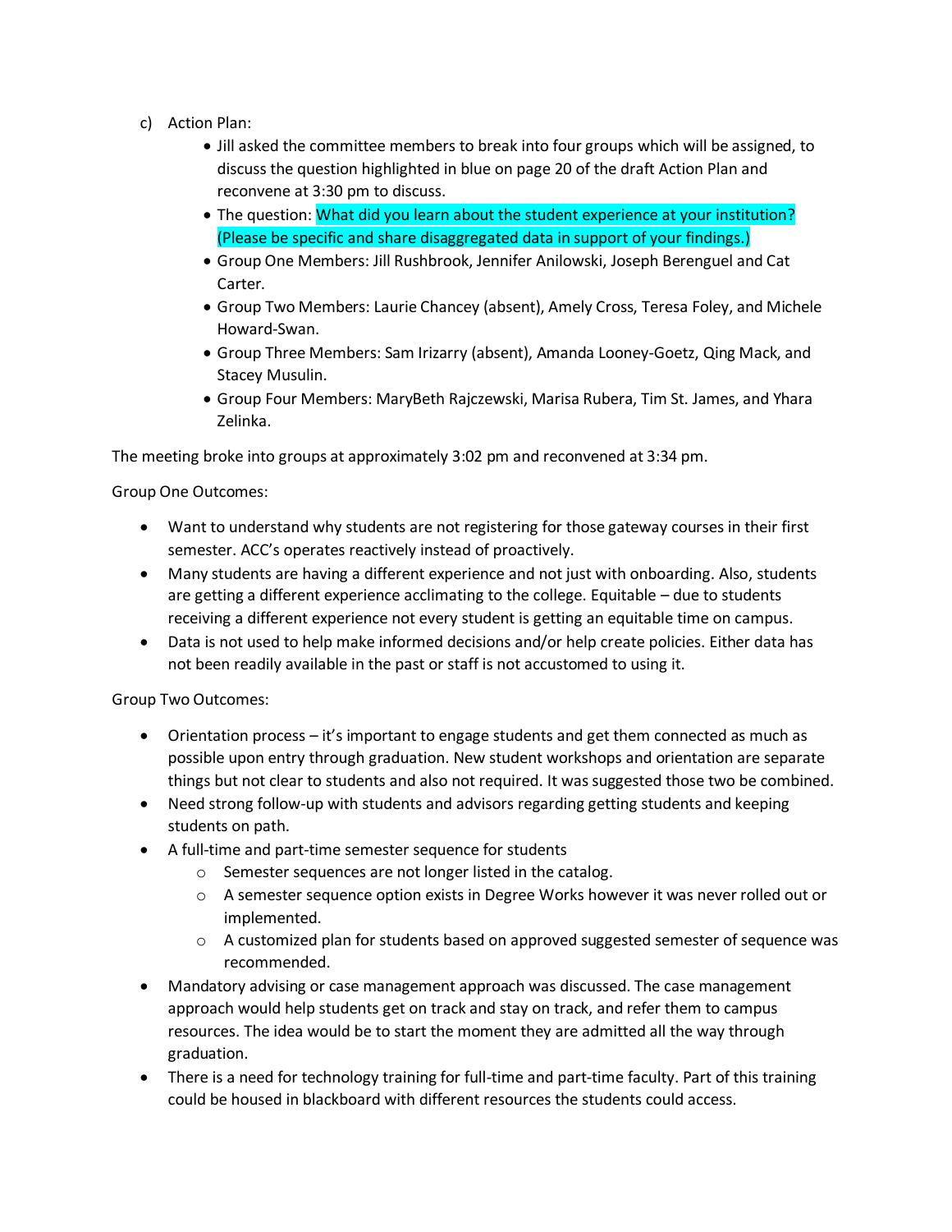c) Action Plan:
   - Jill asked the committee members to break into four groups which will be assigned, to discuss the question highlighted in blue on page 20 of the draft Action Plan and reconvene at 3:30 pm to discuss.
   - The question: What did you learn about the student experience at your institution? (Please be specific and share disaggregated data in support of your findings.)
   - Group One Members: Jill Rushbrook, Jennifer Anilowski, Joseph Berenguel and Cat Carter.
   - Group Two Members: Laurie Chancey (absent), Amely Cross, Teresa Foley, and Michele Howard-Swan.
   - Group Three Members: Sam Irizarry (absent), Amanda Looney-Goetz, Qing Mack, and Stacey Musulin.
   - Group Four Members: MaryBeth Rajczewski, Marisa Rubera, Tim St. James, and Yhara Zelinka.

The meeting broke into groups at approximately 3:02 pm and reconvened at 3:34 pm.

Group One Outcomes:

- Want to understand why students are not registering for those gateway courses in their first semester. ACC's operates reactively instead of proactively.
- Many students are having a different experience and not just with onboarding. Also, students are getting a different experience acclimating to the college. Equitable – due to students receiving a different experience not every student is getting an equitable time on campus.
- Data is not used to help make informed decisions and/or help create policies. Either data has not been readily available in the past or staff is not accustomed to using it.

Group Two Outcomes:

- Orientation process – it's important to engage students and get them connected as much as possible upon entry through graduation. New student workshops and orientation are separate things but not clear to students and also not required. It was suggested those two be combined.
- Need strong follow-up with students and advisors regarding getting students and keeping students on path.
- A full-time and part-time semester sequence for students
  - Semester sequences are not longer listed in the catalog.
  - A semester sequence option exists in Degree Works however it was never rolled out or implemented.
  - A customized plan for students based on approved suggested semester of sequence was recommended.
- Mandatory advising or case management approach was discussed. The case management approach would help students get on track and stay on track, and refer them to campus resources. The idea would be to start the moment they are admitted all the way through graduation.
- There is a need for technology training for full-time and part-time faculty. Part of this training could be housed in blackboard with different resources the students could access.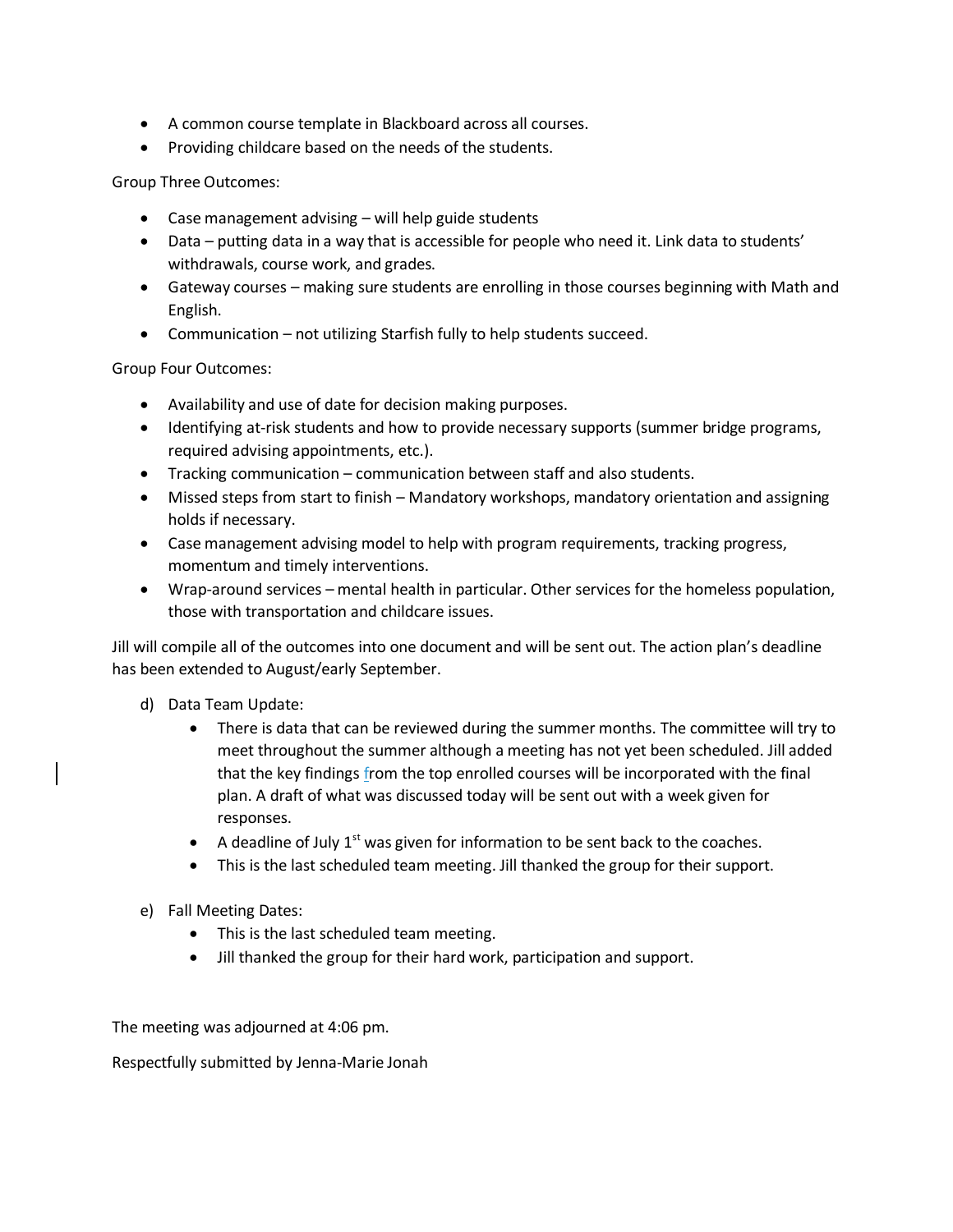- A common course template in Blackboard across all courses.
- Providing childcare based on the needs of the students.

Group Three Outcomes:

- Case management advising – will help guide students
- Data – putting data in a way that is accessible for people who need it. Link data to students' withdrawals, course work, and grades.
- Gateway courses – making sure students are enrolling in those courses beginning with Math and English.
- Communication – not utilizing Starfish fully to help students succeed.

Group Four Outcomes:

- Availability and use of date for decision making purposes.
- Identifying at-risk students and how to provide necessary supports (summer bridge programs, required advising appointments, etc.).
- Tracking communication – communication between staff and also students.
- Missed steps from start to finish – Mandatory workshops, mandatory orientation and assigning holds if necessary.
- Case management advising model to help with program requirements, tracking progress, momentum and timely interventions.
- Wrap-around services – mental health in particular. Other services for the homeless population, those with transportation and childcare issues.

Jill will compile all of the outcomes into one document and will be sent out. The action plan's deadline has been extended to August/early September.

d) Data Team Update:
   - There is data that can be reviewed during the summer months. The committee will try to meet throughout the summer although a meeting has not yet been scheduled. Jill added that the key findings from the top enrolled courses will be incorporated with the final plan. A draft of what was discussed today will be sent out with a week given for responses.
   - A deadline of July 1st was given for information to be sent back to the coaches.
   - This is the last scheduled team meeting. Jill thanked the group for their support.

e) Fall Meeting Dates:
   - This is the last scheduled team meeting.
   - Jill thanked the group for their hard work, participation and support.

The meeting was adjourned at 4:06 pm.

Respectfully submitted by Jenna-Marie Jonah